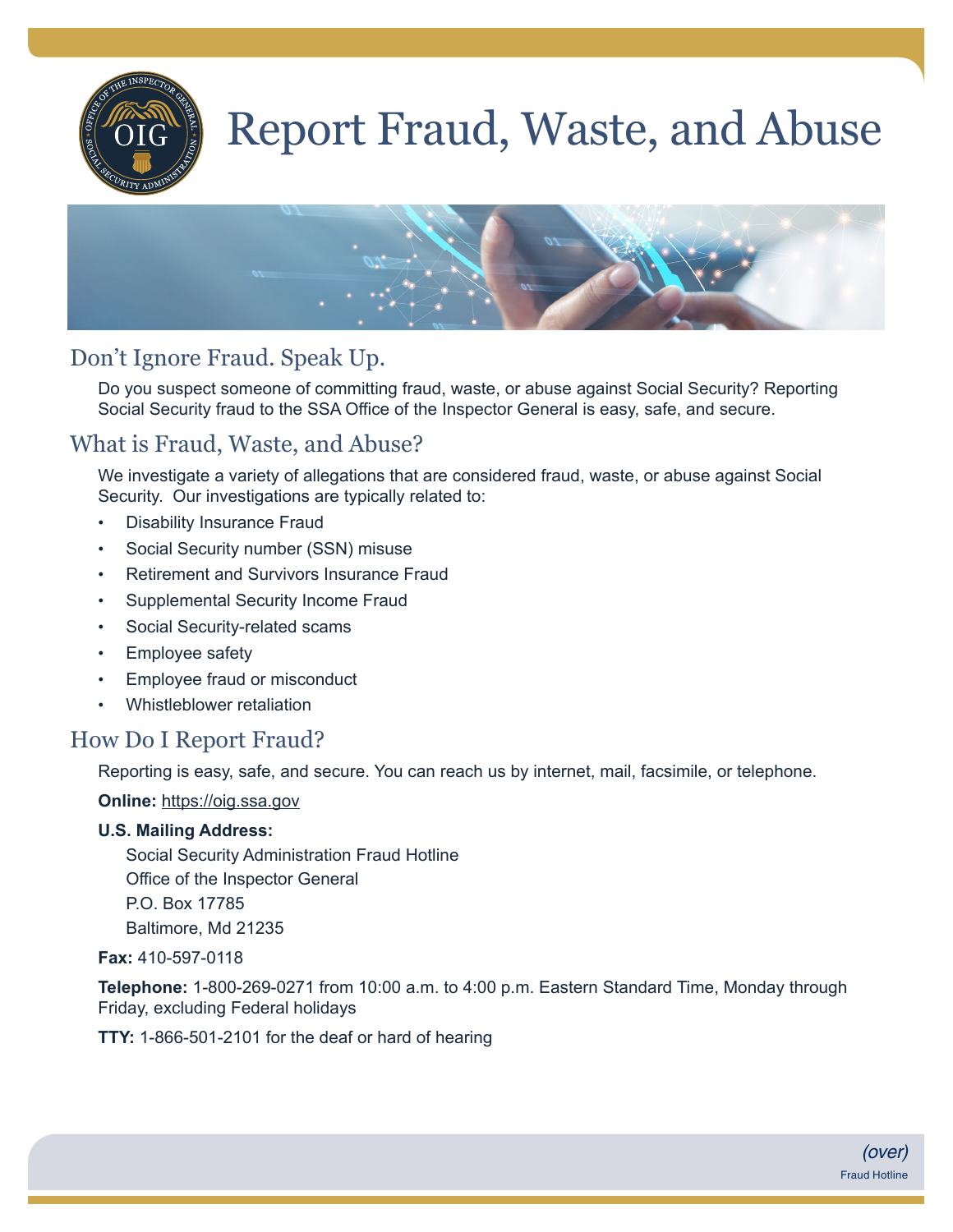# Report Fraud, Waste, and Abuse

## Don't Ignore Fraud. Speak Up.

Do you suspect someone of committing fraud, waste, or abuse against Social Security? Reporting Social Security fraud to the SSA Office of the Inspector General is easy, safe, and secure.

## What is Fraud, Waste, and Abuse?

We investigate a variety of allegations that are considered fraud, waste, or abuse against Social Security. Our investigations are typically related to:

- Disability Insurance Fraud
- Social Security number (SSN) misuse
- Retirement and Survivors Insurance Fraud
- Supplemental Security Income Fraud
- Social Security-related scams
- Employee safety
- Employee fraud or misconduct
- Whistleblower retaliation

## How Do I Report Fraud?

Reporting is easy, safe, and secure. You can reach us by internet, mail, facsimile, or telephone.

**Online:** https://oig.ssa.gov

**U.S. Mailing Address:**

Social Security Administration Fraud Hotline
Office of the Inspector General
P.O. Box 17785
Baltimore, Md 21235

**Fax:** 410-597-0118

**Telephone:** 1-800-269-0271 from 10:00 a.m. to 4:00 p.m. Eastern Standard Time, Monday through Friday, excluding Federal holidays

**TTY:** 1-866-501-2101 for the deaf or hard of hearing

*(over)*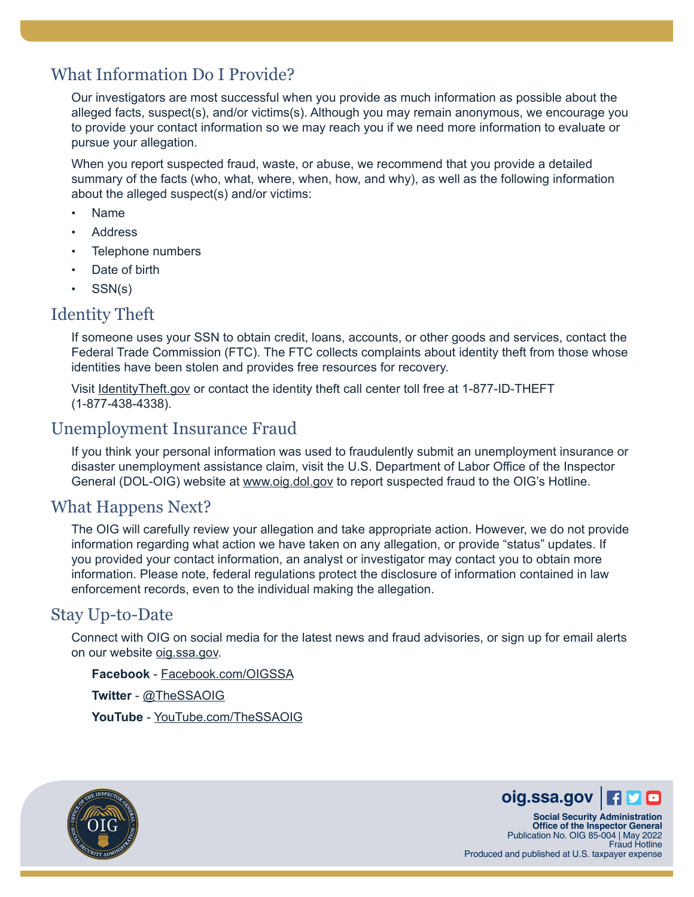## What Information Do I Provide?

Our investigators are most successful when you provide as much information as possible about the alleged facts, suspect(s), and/or victims(s). Although you may remain anonymous, we encourage you to provide your contact information so we may reach you if we need more information to evaluate or pursue your allegation.

When you report suspected fraud, waste, or abuse, we recommend that you provide a detailed summary of the facts (who, what, where, when, how, and why), as well as the following information about the alleged suspect(s) and/or victims:

- Name
- Address
- Telephone numbers
- Date of birth
- SSN(s)

## Identity Theft

If someone uses your SSN to obtain credit, loans, accounts, or other goods and services, contact the Federal Trade Commission (FTC). The FTC collects complaints about identity theft from those whose identities have been stolen and provides free resources for recovery.

Visit IdentityTheft.gov or contact the identity theft call center toll free at 1-877-ID-THEFT (1-877-438-4338).

## Unemployment Insurance Fraud

If you think your personal information was used to fraudulently submit an unemployment insurance or disaster unemployment assistance claim, visit the U.S. Department of Labor Office of the Inspector General (DOL-OIG) website at www.oig.dol.gov to report suspected fraud to the OIG's Hotline.

## What Happens Next?

The OIG will carefully review your allegation and take appropriate action. However, we do not provide information regarding what action we have taken on any allegation, or provide "status" updates. If you provided your contact information, an analyst or investigator may contact you to obtain more information. Please note, federal regulations protect the disclosure of information contained in law enforcement records, even to the individual making the allegation.

## Stay Up-to-Date

Connect with OIG on social media for the latest news and fraud advisories, or sign up for email alerts on our website oig.ssa.gov.

**Facebook** - Facebook.com/OIGSSA

**Twitter** - @TheSSAOIG

**YouTube** - YouTube.com/TheSSAOIG

oig.ssa.gov

**Social Security Administration**
**Office of the Inspector General**
Publication No. OIG 85-004 | May 2022
Fraud Hotline
Produced and published at U.S. taxpayer expense